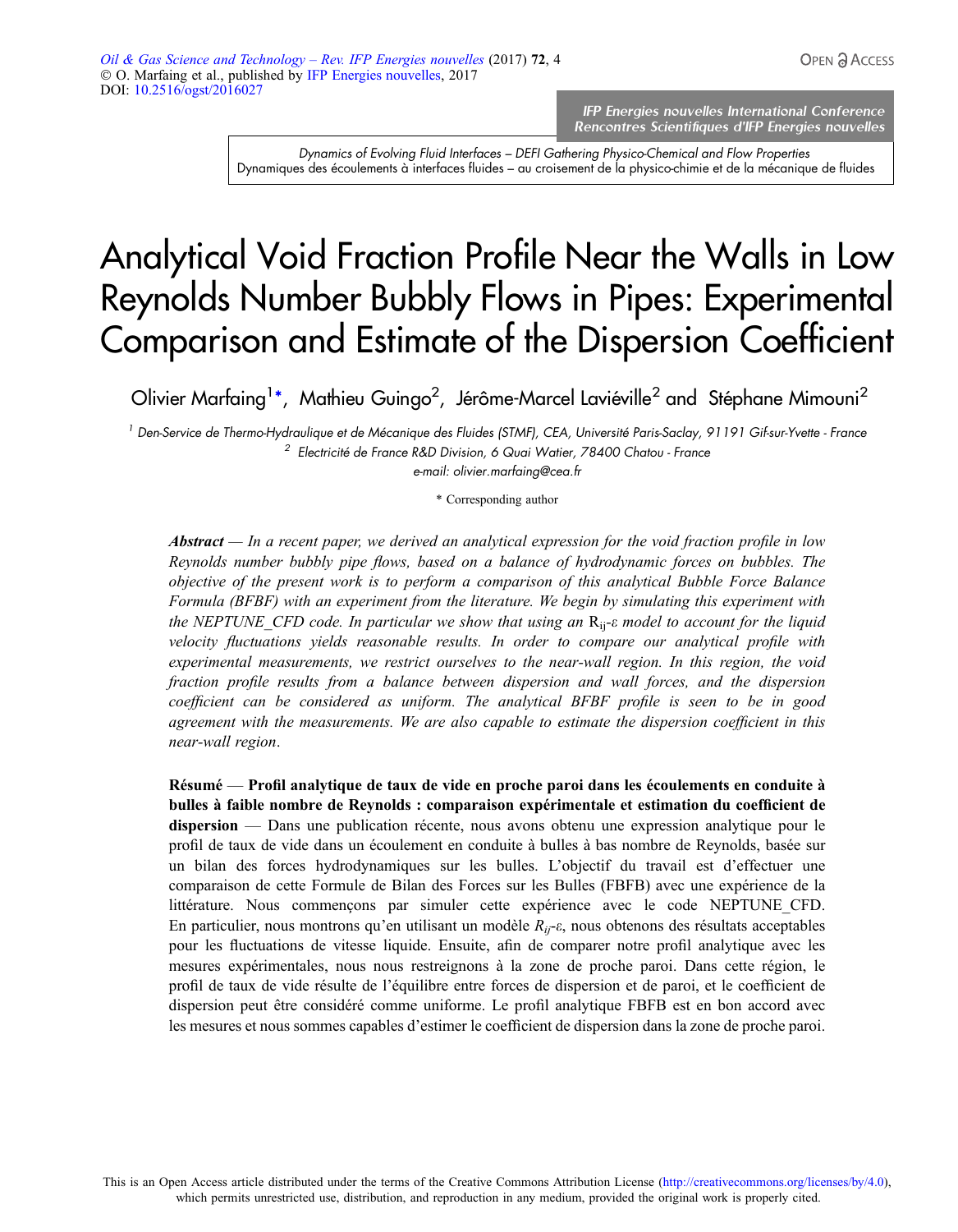*Oil & Gas Science and Technology – Rev. IFP Energies nouvelles* (2017) **72**, 4
© O. Marfaing et al., published by IFP Energies nouvelles, 2017
DOI: 10.2516/ogst/2016027

OPEN ACCESS

*IFP Energies nouvelles International Conference*
*Rencontres Scientifiques d'IFP Energies nouvelles*

*Dynamics of Evolving Fluid Interfaces – DEFI Gathering Physico-Chemical and Flow Properties*
Dynamiques des écoulements à interfaces fluides – au croisement de la physico-chimie et de la mécanique de fluides

# Analytical Void Fraction Profile Near the Walls in Low Reynolds Number Bubbly Flows in Pipes: Experimental Comparison and Estimate of the Dispersion Coefficient

Olivier Marfaing[1*], Mathieu Guingo[2], Jérôme-Marcel Laviéville[2] and Stéphane Mimouni[2]

[1] Den-Service de Thermo-Hydraulique et de Mécanique des Fluides (STMF), CEA, Université Paris-Saclay, 91191 Gif-sur-Yvette - France
[2] Electricité de France R&D Division, 6 Quai Watier, 78400 Chatou - France
e-mail: olivier.marfaing@cea.fr

\* Corresponding author

***Abstract*** — *In a recent paper, we derived an analytical expression for the void fraction profile in low Reynolds number bubbly pipe flows, based on a balance of hydrodynamic forces on bubbles. The objective of the present work is to perform a comparison of this analytical Bubble Force Balance Formula (BFBF) with an experiment from the literature. We begin by simulating this experiment with the NEPTUNE_CFD code. In particular we show that using an* $R_{ij}$-$\varepsilon$ *model to account for the liquid velocity fluctuations yields reasonable results. In order to compare our analytical profile with experimental measurements, we restrict ourselves to the near-wall region. In this region, the void fraction profile results from a balance between dispersion and wall forces, and the dispersion coefficient can be considered as uniform. The analytical BFBF profile is seen to be in good agreement with the measurements. We are also capable to estimate the dispersion coefficient in this near-wall region.*

**Résumé** — **Profil analytique de taux de vide en proche paroi dans les écoulements en conduite à bulles à faible nombre de Reynolds : comparaison expérimentale et estimation du coefficient de dispersion** — Dans une publication récente, nous avons obtenu une expression analytique pour le profil de taux de vide dans un écoulement en conduite à bulles à bas nombre de Reynolds, basée sur un bilan des forces hydrodynamiques sur les bulles. L'objectif du travail est d'effectuer une comparaison de cette Formule de Bilan des Forces sur les Bulles (FBFB) avec une expérience de la littérature. Nous commençons par simuler cette expérience avec le code NEPTUNE_CFD. En particulier, nous montrons qu'en utilisant un modèle $R_{ij}$-$\varepsilon$, nous obtenons des résultats acceptables pour les fluctuations de vitesse liquide. Ensuite, afin de comparer notre profil analytique avec les mesures expérimentales, nous nous restreignons à la zone de proche paroi. Dans cette région, le profil de taux de vide résulte de l'équilibre entre forces de dispersion et de paroi, et le coefficient de dispersion peut être considéré comme uniforme. Le profil analytique FBFB est en bon accord avec les mesures et nous sommes capables d'estimer le coefficient de dispersion dans la zone de proche paroi.

This is an Open Access article distributed under the terms of the Creative Commons Attribution License (http://creativecommons.org/licenses/by/4.0), which permits unrestricted use, distribution, and reproduction in any medium, provided the original work is properly cited.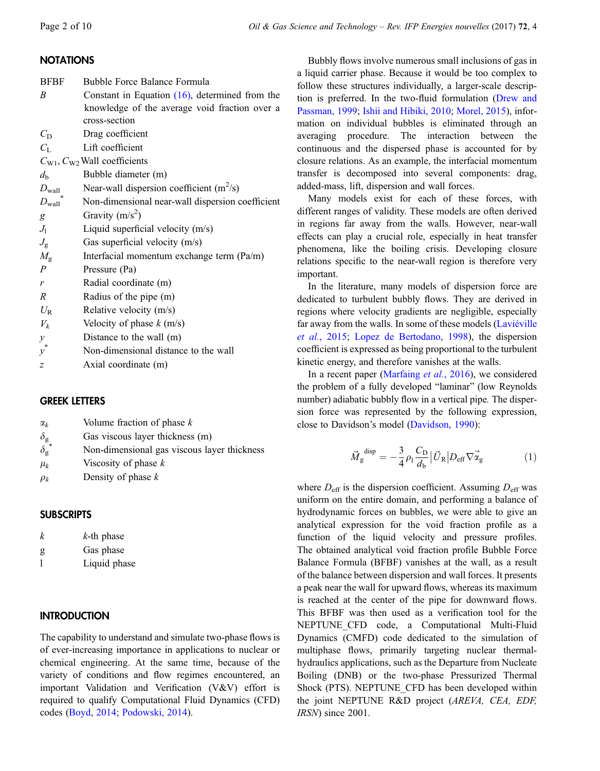## NOTATIONS

| | |
|---|---|
| BFBF | Bubble Force Balance Formula |
| $B$ | Constant in Equation (16), determined from the knowledge of the average void fraction over a cross-section |
| $C_D$ | Drag coefficient |
| $C_L$ | Lift coefficient |
| $C_{W1}$, $C_{W2}$ | Wall coefficients |
| $d_b$ | Bubble diameter (m) |
| $D_{wall}$ | Near-wall dispersion coefficient (m$^2$/s) |
| $D_{wall}^*$ | Non-dimensional near-wall dispersion coefficient |
| $g$ | Gravity (m/s$^2$) |
| $J_l$ | Liquid superficial velocity (m/s) |
| $J_g$ | Gas superficial velocity (m/s) |
| $M_g$ | Interfacial momentum exchange term (Pa/m) |
| $P$ | Pressure (Pa) |
| $r$ | Radial coordinate (m) |
| $R$ | Radius of the pipe (m) |
| $U_R$ | Relative velocity (m/s) |
| $V_k$ | Velocity of phase $k$ (m/s) |
| $y$ | Distance to the wall (m) |
| $y^*$ | Non-dimensional distance to the wall |
| $z$ | Axial coordinate (m) |

## GREEK LETTERS

| | |
|---|---|
| $\alpha_k$ | Volume fraction of phase $k$ |
| $\delta_g$ | Gas viscous layer thickness (m) |
| $\delta_g^*$ | Non-dimensional gas viscous layer thickness |
| $\mu_k$ | Viscosity of phase $k$ |
| $\rho_k$ | Density of phase $k$ |

## SUBSCRIPTS

| | |
|---|---|
| $k$ | $k$-th phase |
| g | Gas phase |
| l | Liquid phase |

## INTRODUCTION

The capability to understand and simulate two-phase flows is of ever-increasing importance in applications to nuclear or chemical engineering. At the same time, because of the variety of conditions and flow regimes encountered, an important Validation and Verification (V&V) effort is required to qualify Computational Fluid Dynamics (CFD) codes (Boyd, 2014; Podowski, 2014).

Bubbly flows involve numerous small inclusions of gas in a liquid carrier phase. Because it would be too complex to follow these structures individually, a larger-scale description is preferred. In the two-fluid formulation (Drew and Passman, 1999; Ishii and Hibiki, 2010; Morel, 2015), information on individual bubbles is eliminated through an averaging procedure. The interaction between the continuous and the dispersed phase is accounted for by closure relations. As an example, the interfacial momentum transfer is decomposed into several components: drag, added-mass, lift, dispersion and wall forces.

Many models exist for each of these forces, with different ranges of validity. These models are often derived in regions far away from the walls. However, near-wall effects can play a crucial role, especially in heat transfer phenomena, like the boiling crisis. Developing closure relations specific to the near-wall region is therefore very important.

In the literature, many models of dispersion force are dedicated to turbulent bubbly flows. They are derived in regions where velocity gradients are negligible, especially far away from the walls. In some of these models (Laviéville *et al.*, 2015; Lopez de Bertodano, 1998), the dispersion coefficient is expressed as being proportional to the turbulent kinetic energy, and therefore vanishes at the walls.

In a recent paper (Marfaing *et al.*, 2016), we considered the problem of a fully developed "laminar" (low Reynolds number) adiabatic bubbly flow in a vertical pipe. The dispersion force was represented by the following expression, close to Davidson's model (Davidson, 1990):

$$\vec{M}_g^{\,disp} = -\frac{3}{4}\rho_l \frac{C_D}{d_b}\left|\vec{U}_R\right| D_{eff} \nabla \vec{\alpha}_g \tag{1}$$

where $D_{eff}$ is the dispersion coefficient. Assuming $D_{eff}$ was uniform on the entire domain, and performing a balance of hydrodynamic forces on bubbles, we were able to give an analytical expression for the void fraction profile as a function of the liquid velocity and pressure profiles. The obtained analytical void fraction profile Bubble Force Balance Formula (BFBF) vanishes at the wall, as a result of the balance between dispersion and wall forces. It presents a peak near the wall for upward flows, whereas its maximum is reached at the center of the pipe for downward flows. This BFBF was then used as a verification tool for the NEPTUNE_CFD code, a Computational Multi-Fluid Dynamics (CMFD) code dedicated to the simulation of multiphase flows, primarily targeting nuclear thermal-hydraulics applications, such as the Departure from Nucleate Boiling (DNB) or the two-phase Pressurized Thermal Shock (PTS). NEPTUNE_CFD has been developed within the joint NEPTUNE R&D project (*AREVA, CEA, EDF, IRSN*) since 2001.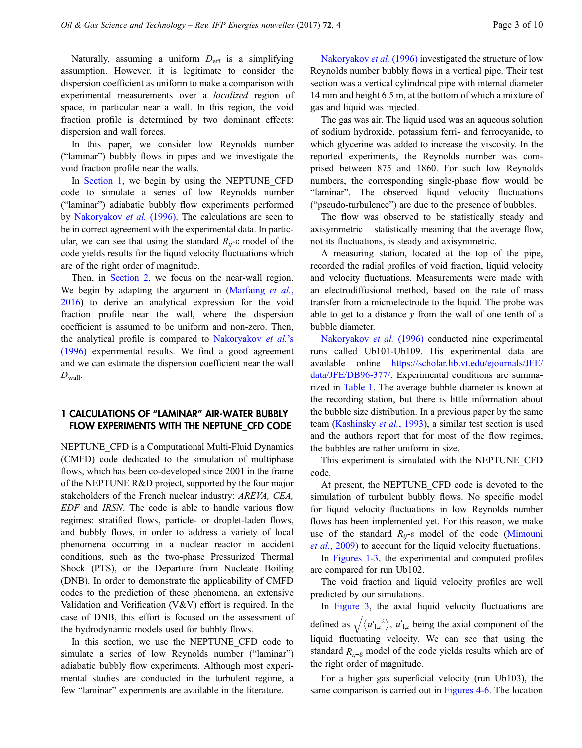Naturally, assuming a uniform $D_{\text{eff}}$ is a simplifying assumption. However, it is legitimate to consider the dispersion coefficient as uniform to make a comparison with experimental measurements over a *localized* region of space, in particular near a wall. In this region, the void fraction profile is determined by two dominant effects: dispersion and wall forces.

In this paper, we consider low Reynolds number ("laminar") bubbly flows in pipes and we investigate the void fraction profile near the walls.

In Section 1, we begin by using the NEPTUNE_CFD code to simulate a series of low Reynolds number ("laminar") adiabatic bubbly flow experiments performed by Nakoryakov *et al.* (1996). The calculations are seen to be in correct agreement with the experimental data. In particular, we can see that using the standard $R_{ij}$-$\varepsilon$ model of the code yields results for the liquid velocity fluctuations which are of the right order of magnitude.

Then, in Section 2, we focus on the near-wall region. We begin by adapting the argument in (Marfaing *et al.*, 2016) to derive an analytical expression for the void fraction profile near the wall, where the dispersion coefficient is assumed to be uniform and non-zero. Then, the analytical profile is compared to Nakoryakov *et al.*'s (1996) experimental results. We find a good agreement and we can estimate the dispersion coefficient near the wall $D_{\text{wall}}$.

## 1 CALCULATIONS OF "LAMINAR" AIR-WATER BUBBLY FLOW EXPERIMENTS WITH THE NEPTUNE_CFD CODE

NEPTUNE_CFD is a Computational Multi-Fluid Dynamics (CMFD) code dedicated to the simulation of multiphase flows, which has been co-developed since 2001 in the frame of the NEPTUNE R&D project, supported by the four major stakeholders of the French nuclear industry: *AREVA, CEA, EDF* and *IRSN*. The code is able to handle various flow regimes: stratified flows, particle- or droplet-laden flows, and bubbly flows, in order to address a variety of local phenomena occurring in a nuclear reactor in accident conditions, such as the two-phase Pressurized Thermal Shock (PTS), or the Departure from Nucleate Boiling (DNB). In order to demonstrate the applicability of CMFD codes to the prediction of these phenomena, an extensive Validation and Verification (V&V) effort is required. In the case of DNB, this effort is focused on the assessment of the hydrodynamic models used for bubbly flows.

In this section, we use the NEPTUNE_CFD code to simulate a series of low Reynolds number ("laminar") adiabatic bubbly flow experiments. Although most experimental studies are conducted in the turbulent regime, a few "laminar" experiments are available in the literature.

Nakoryakov *et al.* (1996) investigated the structure of low Reynolds number bubbly flows in a vertical pipe. Their test section was a vertical cylindrical pipe with internal diameter 14 mm and height 6.5 m, at the bottom of which a mixture of gas and liquid was injected.

The gas was air. The liquid used was an aqueous solution of sodium hydroxide, potassium ferri- and ferrocyanide, to which glycerine was added to increase the viscosity. In the reported experiments, the Reynolds number was comprised between 875 and 1860. For such low Reynolds numbers, the corresponding single-phase flow would be "laminar". The observed liquid velocity fluctuations ("pseudo-turbulence") are due to the presence of bubbles.

The flow was observed to be statistically steady and axisymmetric – statistically meaning that the average flow, not its fluctuations, is steady and axisymmetric.

A measuring station, located at the top of the pipe, recorded the radial profiles of void fraction, liquid velocity and velocity fluctuations. Measurements were made with an electrodiffusional method, based on the rate of mass transfer from a microelectrode to the liquid. The probe was able to get to a distance $y$ from the wall of one tenth of a bubble diameter.

Nakoryakov *et al.* (1996) conducted nine experimental runs called Ub101-Ub109. His experimental data are available online https://scholar.lib.vt.edu/ejournals/JFE/data/JFE/DB96-377/. Experimental conditions are summarized in Table 1. The average bubble diameter is known at the recording station, but there is little information about the bubble size distribution. In a previous paper by the same team (Kashinsky *et al.*, 1993), a similar test section is used and the authors report that for most of the flow regimes, the bubbles are rather uniform in size.

This experiment is simulated with the NEPTUNE_CFD code.

At present, the NEPTUNE_CFD code is devoted to the simulation of turbulent bubbly flows. No specific model for liquid velocity fluctuations in low Reynolds number flows has been implemented yet. For this reason, we make use of the standard $R_{ij}$-$\varepsilon$ model of the code (Mimouni *et al.*, 2009) to account for the liquid velocity fluctuations.

In Figures 1-3, the experimental and computed profiles are compared for run Ub102.

The void fraction and liquid velocity profiles are well predicted by our simulations.

In Figure 3, the axial liquid velocity fluctuations are defined as $\sqrt{\langle {u'_{1,z}}^2 \rangle}$, $u'_{1,z}$ being the axial component of the liquid fluctuating velocity. We can see that using the standard $R_{ij}$-$\varepsilon$ model of the code yields results which are of the right order of magnitude.

For a higher gas superficial velocity (run Ub103), the same comparison is carried out in Figures 4-6. The location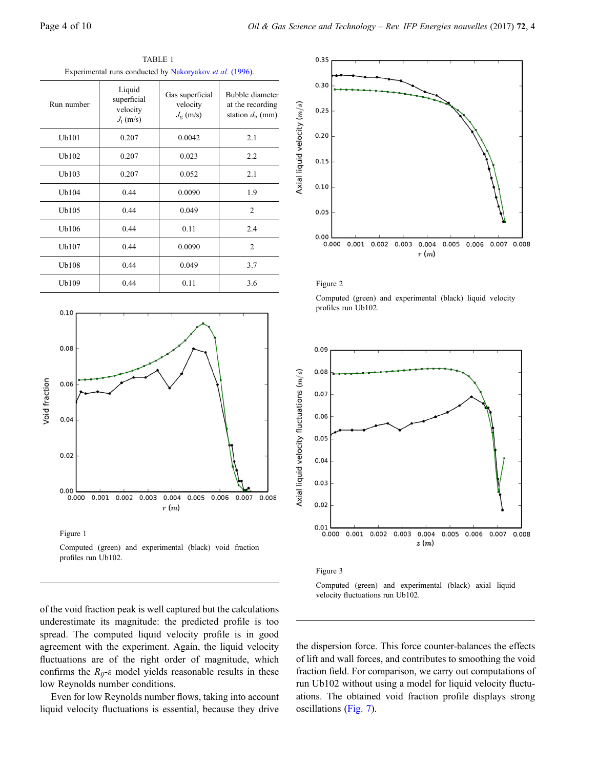TABLE 1
Experimental runs conducted by Nakoryakov *et al.* (1996).

| Run number | Liquid superficial velocity $J_l$ (m/s) | Gas superficial velocity $J_g$ (m/s) | Bubble diameter at the recording station $d_b$ (mm) |
|---|---|---|---|
| Ub101 | 0.207 | 0.0042 | 2.1 |
| Ub102 | 0.207 | 0.023 | 2.2 |
| Ub103 | 0.207 | 0.052 | 2.1 |
| Ub104 | 0.44 | 0.0090 | 1.9 |
| Ub105 | 0.44 | 0.049 | 2 |
| Ub106 | 0.44 | 0.11 | 2.4 |
| Ub107 | 0.44 | 0.0090 | 2 |
| Ub108 | 0.44 | 0.049 | 3.7 |
| Ub109 | 0.44 | 0.11 | 3.6 |

Figure 1

Computed (green) and experimental (black) void fraction profiles run Ub102.

Figure 2

Computed (green) and experimental (black) liquid velocity profiles run Ub102.

Figure 3

Computed (green) and experimental (black) axial liquid velocity fluctuations run Ub102.

of the void fraction peak is well captured but the calculations underestimate its magnitude: the predicted profile is too spread. The computed liquid velocity profile is in good agreement with the experiment. Again, the liquid velocity fluctuations are of the right order of magnitude, which confirms the $R_{ij}$-ε model yields reasonable results in these low Reynolds number conditions.

Even for low Reynolds number flows, taking into account liquid velocity fluctuations is essential, because they drive the dispersion force. This force counter-balances the effects of lift and wall forces, and contributes to smoothing the void fraction field. For comparison, we carry out computations of run Ub102 without using a model for liquid velocity fluctuations. The obtained void fraction profile displays strong oscillations (Fig. 7).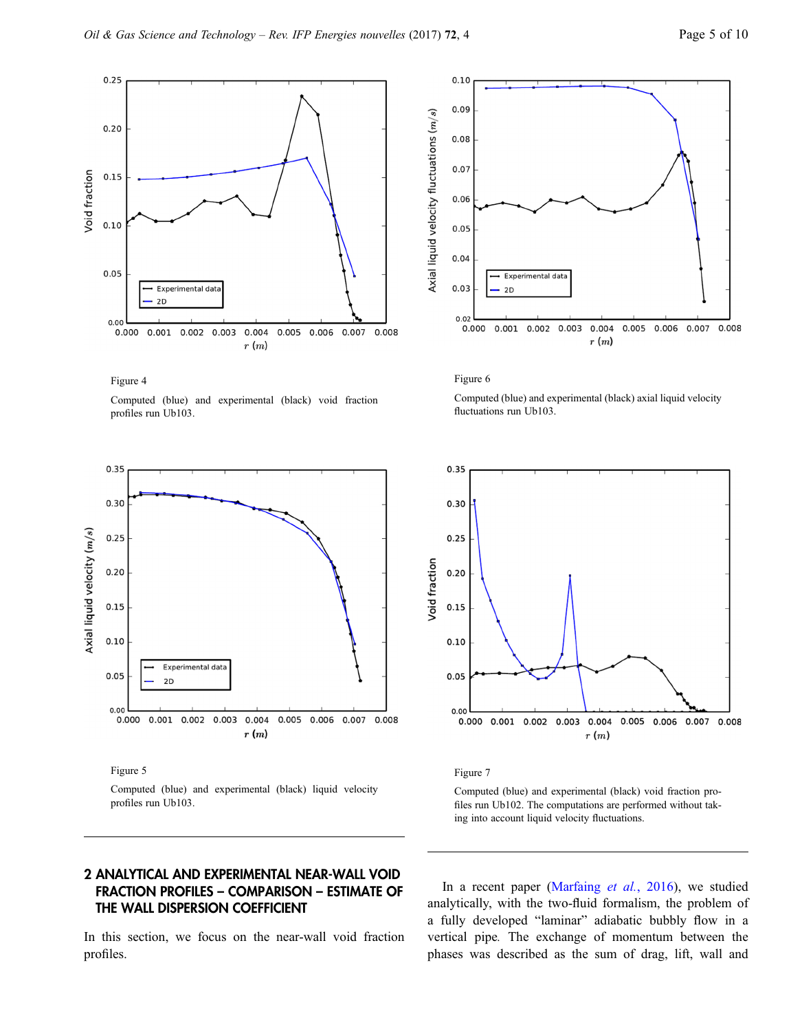Figure 4

Computed (blue) and experimental (black) void fraction profiles run Ub103.

Figure 6

Computed (blue) and experimental (black) axial liquid velocity fluctuations run Ub103.

Figure 5

Computed (blue) and experimental (black) liquid velocity profiles run Ub103.

Figure 7

Computed (blue) and experimental (black) void fraction profiles run Ub102. The computations are performed without taking into account liquid velocity fluctuations.

## 2 ANALYTICAL AND EXPERIMENTAL NEAR-WALL VOID FRACTION PROFILES – COMPARISON – ESTIMATE OF THE WALL DISPERSION COEFFICIENT

In this section, we focus on the near-wall void fraction profiles.

In a recent paper (Marfaing *et al.*, 2016), we studied analytically, with the two-fluid formalism, the problem of a fully developed "laminar" adiabatic bubbly flow in a vertical pipe. The exchange of momentum between the phases was described as the sum of drag, lift, wall and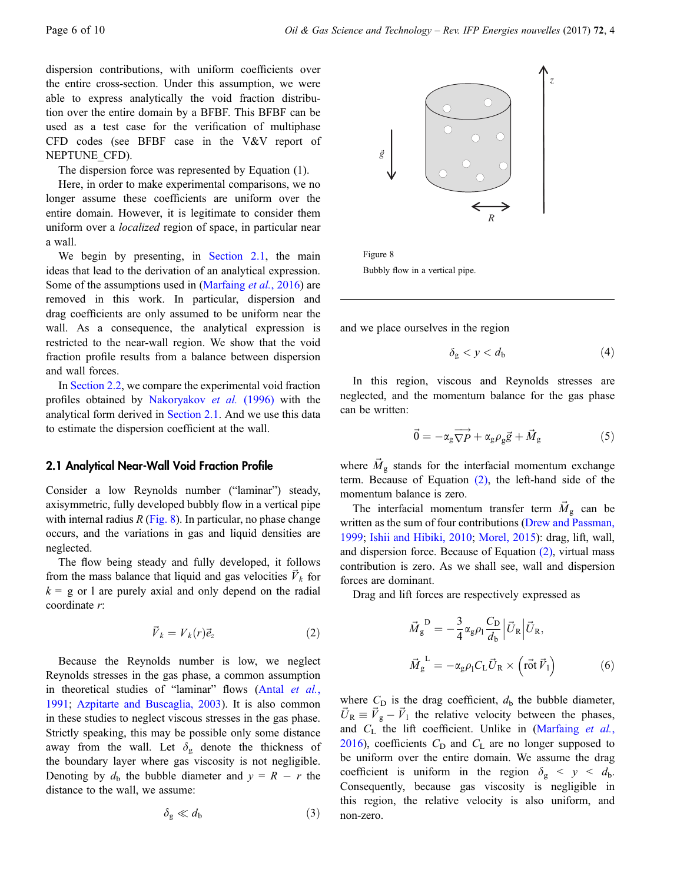dispersion contributions, with uniform coefficients over the entire cross-section. Under this assumption, we were able to express analytically the void fraction distribution over the entire domain by a BFBF. This BFBF can be used as a test case for the verification of multiphase CFD codes (see BFBF case in the V&V report of NEPTUNE_CFD).

The dispersion force was represented by Equation (1).

Here, in order to make experimental comparisons, we no longer assume these coefficients are uniform over the entire domain. However, it is legitimate to consider them uniform over a *localized* region of space, in particular near a wall.

We begin by presenting, in Section 2.1, the main ideas that lead to the derivation of an analytical expression. Some of the assumptions used in (Marfaing *et al.*, 2016) are removed in this work. In particular, dispersion and drag coefficients are only assumed to be uniform near the wall. As a consequence, the analytical expression is restricted to the near-wall region. We show that the void fraction profile results from a balance between dispersion and wall forces.

In Section 2.2, we compare the experimental void fraction profiles obtained by Nakoryakov *et al.* (1996) with the analytical form derived in Section 2.1. And we use this data to estimate the dispersion coefficient at the wall.

## 2.1 Analytical Near-Wall Void Fraction Profile

Consider a low Reynolds number ("laminar") steady, axisymmetric, fully developed bubbly flow in a vertical pipe with internal radius $R$ (Fig. 8). In particular, no phase change occurs, and the variations in gas and liquid densities are neglected.

The flow being steady and fully developed, it follows from the mass balance that liquid and gas velocities $\vec{V}_k$ for $k$ = g or l are purely axial and only depend on the radial coordinate $r$:

$$\vec{V}_k = V_k(r)\vec{e}_z \tag{2}$$

Because the Reynolds number is low, we neglect Reynolds stresses in the gas phase, a common assumption in theoretical studies of "laminar" flows (Antal *et al.*, 1991; Azpitarte and Buscaglia, 2003). It is also common in these studies to neglect viscous stresses in the gas phase. Strictly speaking, this may be possible only some distance away from the wall. Let $\delta_g$ denote the thickness of the boundary layer where gas viscosity is not negligible. Denoting by $d_b$ the bubble diameter and $y = R - r$ the distance to the wall, we assume:

$$\delta_g \ll d_b \tag{3}$$

Figure 8

Bubbly flow in a vertical pipe.

and we place ourselves in the region

$$\delta_g < y < d_b \tag{4}$$

In this region, viscous and Reynolds stresses are neglected, and the momentum balance for the gas phase can be written:

$$\vec{0} = -\alpha_g \overrightarrow{\nabla P} + \alpha_g \rho_g \vec{g} + \vec{M}_g \tag{5}$$

where $\vec{M}_g$ stands for the interfacial momentum exchange term. Because of Equation (2), the left-hand side of the momentum balance is zero.

The interfacial momentum transfer term $\vec{M}_g$ can be written as the sum of four contributions (Drew and Passman, 1999; Ishii and Hibiki, 2010; Morel, 2015): drag, lift, wall, and dispersion force. Because of Equation (2), virtual mass contribution is zero. As we shall see, wall and dispersion forces are dominant.

Drag and lift forces are respectively expressed as

$$\vec{M}_g^{\,D} = -\frac{3}{4}\alpha_g \rho_l \frac{C_D}{d_b}\left|\vec{U}_R\right|\vec{U}_R,$$

$$\vec{M}_g^{\,L} = -\alpha_g \rho_l C_L \vec{U}_R \times \left(\vec{\mathrm{rot}}\,\vec{V}_l\right) \tag{6}$$

where $C_D$ is the drag coefficient, $d_b$ the bubble diameter, $\vec{U}_R \equiv \vec{V}_g - \vec{V}_l$ the relative velocity between the phases, and $C_L$ the lift coefficient. Unlike in (Marfaing *et al.*, 2016), coefficients $C_D$ and $C_L$ are no longer supposed to be uniform over the entire domain. We assume the drag coefficient is uniform in the region $\delta_g < y < d_b$. Consequently, because gas viscosity is negligible in this region, the relative velocity is also uniform, and non-zero.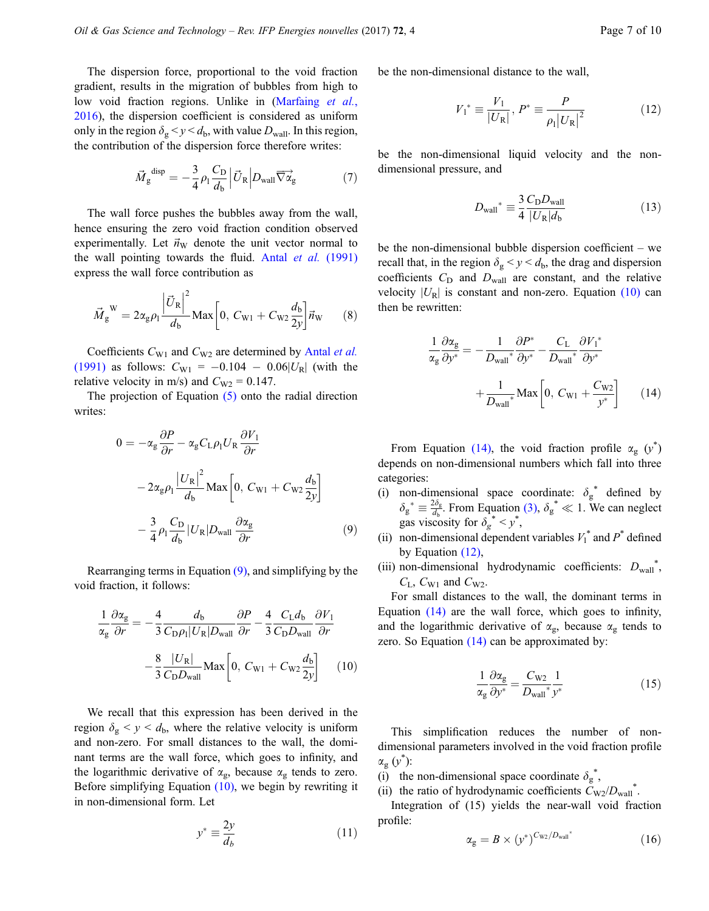The dispersion force, proportional to the void fraction gradient, results in the migration of bubbles from high to low void fraction regions. Unlike in (Marfaing *et al.*, 2016), the dispersion coefficient is considered as uniform only in the region $\delta_g < y < d_b$, with value $D_{wall}$. In this region, the contribution of the dispersion force therefore writes:

$$\vec{M}_g^{\,disp} = -\frac{3}{4}\rho_l \frac{C_D}{d_b}\left|\vec{U}_R\right| D_{wall} \overrightarrow{\nabla\alpha_g} \tag{7}$$

The wall force pushes the bubbles away from the wall, hence ensuring the zero void fraction condition observed experimentally. Let $\vec{n}_W$ denote the unit vector normal to the wall pointing towards the fluid. Antal *et al.* (1991) express the wall force contribution as

$$\vec{M}_g^{\,W} = 2\alpha_g \rho_l \frac{\left|\vec{U}_R\right|^2}{d_b} \text{Max}\left[0,\, C_{W1} + C_{W2}\frac{d_b}{2y}\right]\vec{n}_W \tag{8}$$

Coefficients $C_{W1}$ and $C_{W2}$ are determined by Antal *et al.* (1991) as follows: $C_{W1} = -0.104 - 0.06|U_R|$ (with the relative velocity in m/s) and $C_{W2} = 0.147$.

The projection of Equation (5) onto the radial direction writes:

$$\begin{aligned} 0 = & -\alpha_g \frac{\partial P}{\partial r} - \alpha_g C_L \rho_l U_R \frac{\partial V_l}{\partial r} \\ & - 2\alpha_g \rho_l \frac{|U_R|^2}{d_b} \text{Max}\left[0,\, C_{W1} + C_{W2}\frac{d_b}{2y}\right] \\ & - \frac{3}{4}\rho_l \frac{C_D}{d_b}|U_R| D_{wall}\frac{\partial \alpha_g}{\partial r} \end{aligned} \tag{9}$$

Rearranging terms in Equation (9), and simplifying by the void fraction, it follows:

$$\begin{aligned} \frac{1}{\alpha_g}\frac{\partial \alpha_g}{\partial r} = & -\frac{4}{3}\frac{d_b}{C_D \rho_l |U_R| D_{wall}}\frac{\partial P}{\partial r} - \frac{4}{3}\frac{C_L d_b}{C_D D_{wall}}\frac{\partial V_l}{\partial r} \\ & - \frac{8}{3}\frac{|U_R|}{C_D D_{wall}} \text{Max}\left[0,\, C_{W1} + C_{W2}\frac{d_b}{2y}\right] \end{aligned} \tag{10}$$

We recall that this expression has been derived in the region $\delta_g < y < d_b$, where the relative velocity is uniform and non-zero. For small distances to the wall, the dominant terms are the wall force, which goes to infinity, and the logarithmic derivative of $\alpha_g$, because $\alpha_g$ tends to zero. Before simplifying Equation (10), we begin by rewriting it in non-dimensional form. Let

$$y^* \equiv \frac{2y}{d_b} \tag{11}$$

be the non-dimensional distance to the wall,

$$V_l^* \equiv \frac{V_l}{|U_R|},\; P^* \equiv \frac{P}{\rho_l |U_R|^2} \tag{12}$$

be the non-dimensional liquid velocity and the non-dimensional pressure, and

$$D_{wall}^* \equiv \frac{3}{4}\frac{C_D D_{wall}}{|U_R| d_b} \tag{13}$$

be the non-dimensional bubble dispersion coefficient – we recall that, in the region $\delta_g < y < d_b$, the drag and dispersion coefficients $C_D$ and $D_{wall}$ are constant, and the relative velocity $|U_R|$ is constant and non-zero. Equation (10) can then be rewritten:

$$\begin{aligned} \frac{1}{\alpha_g}\frac{\partial \alpha_g}{\partial y^*} = & -\frac{1}{D_{wall}^*}\frac{\partial P^*}{\partial y^*} - \frac{C_L}{D_{wall}^*}\frac{\partial V_l^*}{\partial y^*} \\ & + \frac{1}{D_{wall}^*}\text{Max}\left[0,\, C_{W1} + \frac{C_{W2}}{y^*}\right] \end{aligned} \tag{14}$$

From Equation (14), the void fraction profile $\alpha_g\,(y^*)$ depends on non-dimensional numbers which fall into three categories:

(i) non-dimensional space coordinate: $\delta_g^*$ defined by $\delta_g^* \equiv \frac{2\delta_g}{d_b}$. From Equation (3), $\delta_g^* \ll 1$. We can neglect gas viscosity for $\delta_g^* < y^*$,
(ii) non-dimensional dependent variables $V_l^*$ and $P^*$ defined by Equation (12),
(iii) non-dimensional hydrodynamic coefficients: $D_{wall}^*$, $C_L$, $C_{W1}$ and $C_{W2}$.

For small distances to the wall, the dominant terms in Equation (14) are the wall force, which goes to infinity, and the logarithmic derivative of $\alpha_g$, because $\alpha_g$ tends to zero. So Equation (14) can be approximated by:

$$\frac{1}{\alpha_g}\frac{\partial \alpha_g}{\partial y^*} = \frac{C_{W2}}{D_{wall}^*}\frac{1}{y^*} \tag{15}$$

This simplification reduces the number of non-dimensional parameters involved in the void fraction profile $\alpha_g\,(y^*)$:

(i) the non-dimensional space coordinate $\delta_g^*$,
(ii) the ratio of hydrodynamic coefficients $C_{W2}/D_{wall}^*$.

Integration of (15) yields the near-wall void fraction profile:

$$\alpha_g = B \times \left(y^*\right)^{C_{W2}/D_{wall}^*} \tag{16}$$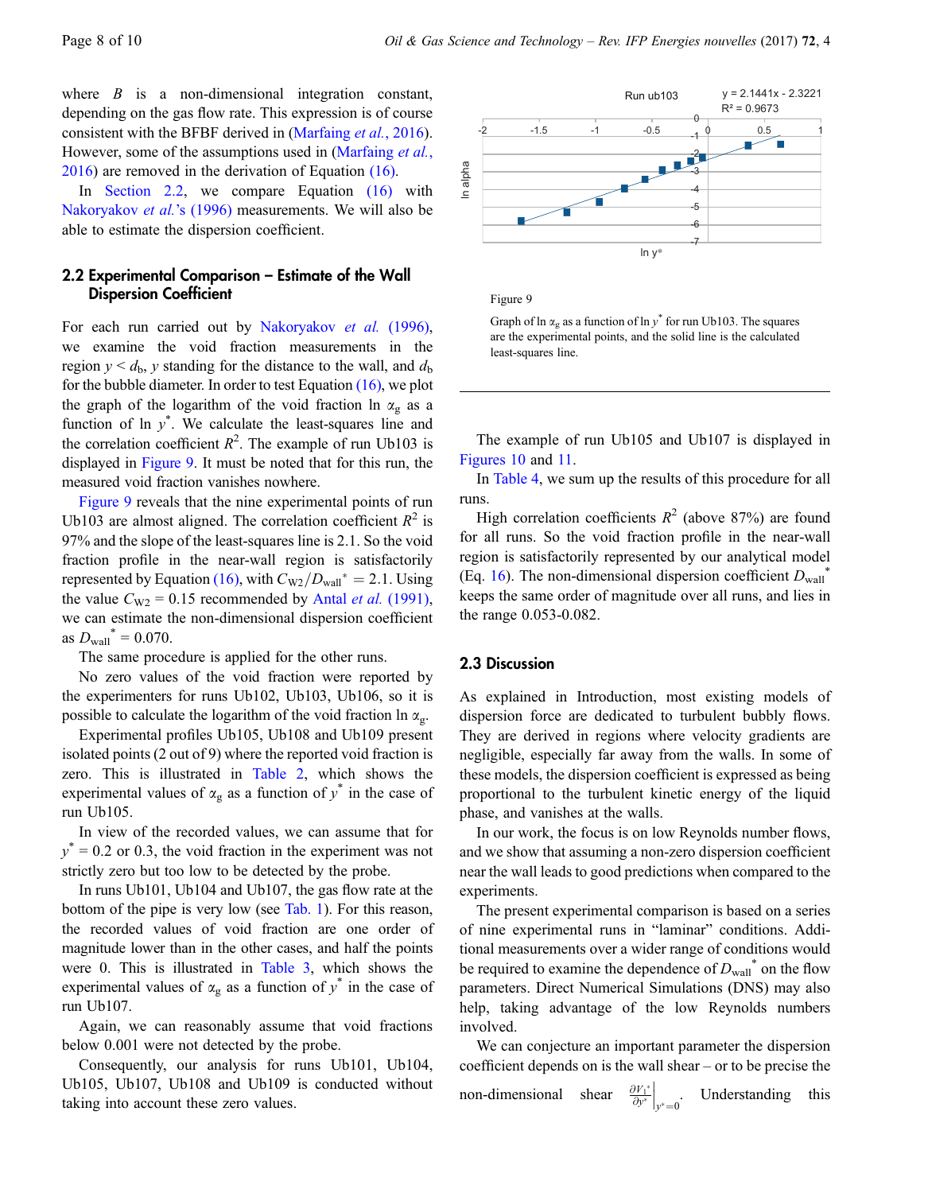where $B$ is a non-dimensional integration constant, depending on the gas flow rate. This expression is of course consistent with the BFBF derived in (Marfaing *et al.*, 2016). However, some of the assumptions used in (Marfaing *et al.*, 2016) are removed in the derivation of Equation (16).

In Section 2.2, we compare Equation (16) with Nakoryakov *et al.*'s (1996) measurements. We will also be able to estimate the dispersion coefficient.

## 2.2 Experimental Comparison – Estimate of the Wall Dispersion Coefficient

For each run carried out by Nakoryakov *et al.* (1996), we examine the void fraction measurements in the region $y < d_b$, $y$ standing for the distance to the wall, and $d_b$ for the bubble diameter. In order to test Equation (16), we plot the graph of the logarithm of the void fraction $\ln \alpha_g$ as a function of $\ln y^*$. We calculate the least-squares line and the correlation coefficient $R^2$. The example of run Ub103 is displayed in Figure 9. It must be noted that for this run, the measured void fraction vanishes nowhere.

Figure 9 reveals that the nine experimental points of run Ub103 are almost aligned. The correlation coefficient $R^2$ is 97% and the slope of the least-squares line is 2.1. So the void fraction profile in the near-wall region is satisfactorily represented by Equation (16), with $C_{W2}/D_{wall}^* = 2.1$. Using the value $C_{W2} = 0.15$ recommended by Antal *et al.* (1991), we can estimate the non-dimensional dispersion coefficient as $D_{wall}^* = 0.070$.

The same procedure is applied for the other runs.

No zero values of the void fraction were reported by the experimenters for runs Ub102, Ub103, Ub106, so it is possible to calculate the logarithm of the void fraction $\ln \alpha_g$.

Experimental profiles Ub105, Ub108 and Ub109 present isolated points (2 out of 9) where the reported void fraction is zero. This is illustrated in Table 2, which shows the experimental values of $\alpha_g$ as a function of $y^*$ in the case of run Ub105.

In view of the recorded values, we can assume that for $y^* = 0.2$ or 0.3, the void fraction in the experiment was not strictly zero but too low to be detected by the probe.

In runs Ub101, Ub104 and Ub107, the gas flow rate at the bottom of the pipe is very low (see Tab. 1). For this reason, the recorded values of void fraction are one order of magnitude lower than in the other cases, and half the points were 0. This is illustrated in Table 3, which shows the experimental values of $\alpha_g$ as a function of $y^*$ in the case of run Ub107.

Again, we can reasonably assume that void fractions below 0.001 were not detected by the probe.

Consequently, our analysis for runs Ub101, Ub104, Ub105, Ub107, Ub108 and Ub109 is conducted without taking into account these zero values.

Figure 9

Graph of $\ln \alpha_g$ as a function of $\ln y^*$ for run Ub103. The squares are the experimental points, and the solid line is the calculated least-squares line.

The example of run Ub105 and Ub107 is displayed in Figures 10 and 11.

In Table 4, we sum up the results of this procedure for all runs.

High correlation coefficients $R^2$ (above 87%) are found for all runs. So the void fraction profile in the near-wall region is satisfactorily represented by our analytical model (Eq. 16). The non-dimensional dispersion coefficient $D_{wall}^*$ keeps the same order of magnitude over all runs, and lies in the range 0.053-0.082.

## 2.3 Discussion

As explained in Introduction, most existing models of dispersion force are dedicated to turbulent bubbly flows. They are derived in regions where velocity gradients are negligible, especially far away from the walls. In some of these models, the dispersion coefficient is expressed as being proportional to the turbulent kinetic energy of the liquid phase, and vanishes at the walls.

In our work, the focus is on low Reynolds number flows, and we show that assuming a non-zero dispersion coefficient near the wall leads to good predictions when compared to the experiments.

The present experimental comparison is based on a series of nine experimental runs in "laminar" conditions. Additional measurements over a wider range of conditions would be required to examine the dependence of $D_{wall}^*$ on the flow parameters. Direct Numerical Simulations (DNS) may also help, taking advantage of the low Reynolds numbers involved.

We can conjecture an important parameter the dispersion coefficient depends on is the wall shear – or to be precise the non-dimensional shear $\left.\frac{\partial V_l^*}{\partial y^*}\right|_{y^*=0}$. Understanding this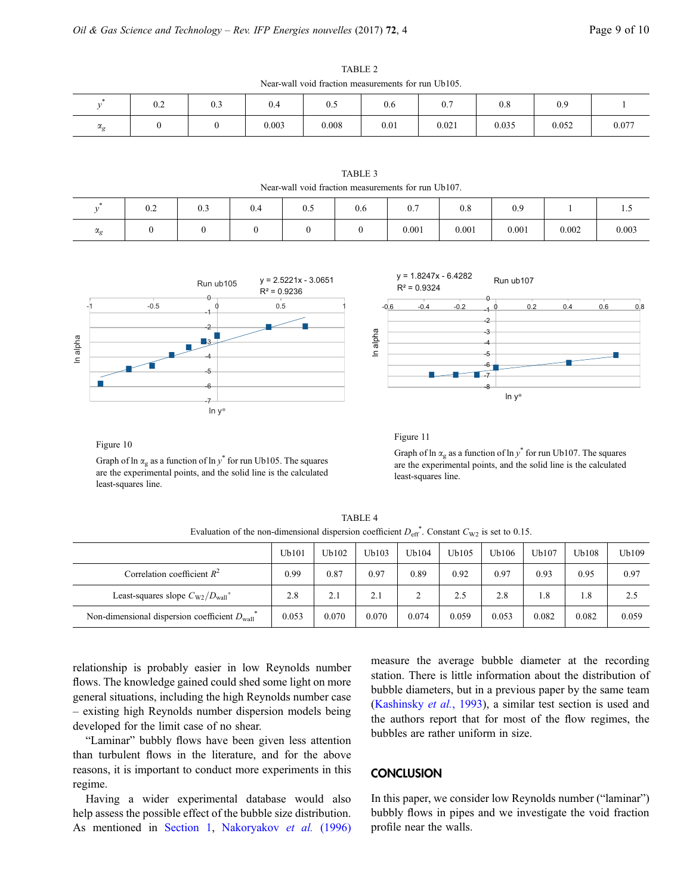TABLE 2

Near-wall void fraction measurements for run Ub105.

| $y^*$ | 0.2 | 0.3 | 0.4 | 0.5 | 0.6 | 0.7 | 0.8 | 0.9 | 1 |
|---|---|---|---|---|---|---|---|---|---|
| $\alpha_g$ | 0 | 0 | 0.003 | 0.008 | 0.01 | 0.021 | 0.035 | 0.052 | 0.077 |

TABLE 3

Near-wall void fraction measurements for run Ub107.

| $y^*$ | 0.2 | 0.3 | 0.4 | 0.5 | 0.6 | 0.7 | 0.8 | 0.9 | 1 | 1.5 |
|---|---|---|---|---|---|---|---|---|---|---|
| $\alpha_g$ | 0 | 0 | 0 | 0 | 0 | 0.001 | 0.001 | 0.001 | 0.002 | 0.003 |

Figure 10

Graph of $\ln \alpha_g$ as a function of $\ln y^*$ for run Ub105. The squares are the experimental points, and the solid line is the calculated least-squares line.

Figure 11

Graph of $\ln \alpha_g$ as a function of $\ln y^*$ for run Ub107. The squares are the experimental points, and the solid line is the calculated least-squares line.

TABLE 4

Evaluation of the non-dimensional dispersion coefficient $D_{\text{eff}}^*$. Constant $C_{W2}$ is set to 0.15.

| | Ub101 | Ub102 | Ub103 | Ub104 | Ub105 | Ub106 | Ub107 | Ub108 | Ub109 |
|---|---|---|---|---|---|---|---|---|---|
| Correlation coefficient $R^2$ | 0.99 | 0.87 | 0.97 | 0.89 | 0.92 | 0.97 | 0.93 | 0.95 | 0.97 |
| Least-squares slope $C_{W2}/D_{\text{wall}}^*$ | 2.8 | 2.1 | 2.1 | 2 | 2.5 | 2.8 | 1.8 | 1.8 | 2.5 |
| Non-dimensional dispersion coefficient $D_{\text{wall}}^*$ | 0.053 | 0.070 | 0.070 | 0.074 | 0.059 | 0.053 | 0.082 | 0.082 | 0.059 |

relationship is probably easier in low Reynolds number flows. The knowledge gained could shed some light on more general situations, including the high Reynolds number case – existing high Reynolds number dispersion models being developed for the limit case of no shear.

"Laminar" bubbly flows have been given less attention than turbulent flows in the literature, and for the above reasons, it is important to conduct more experiments in this regime.

Having a wider experimental database would also help assess the possible effect of the bubble size distribution. As mentioned in Section 1, Nakoryakov *et al.* (1996) measure the average bubble diameter at the recording station. There is little information about the distribution of bubble diameters, but in a previous paper by the same team (Kashinsky *et al.*, 1993), a similar test section is used and the authors report that for most of the flow regimes, the bubbles are rather uniform in size.

## CONCLUSION

In this paper, we consider low Reynolds number ("laminar") bubbly flows in pipes and we investigate the void fraction profile near the walls.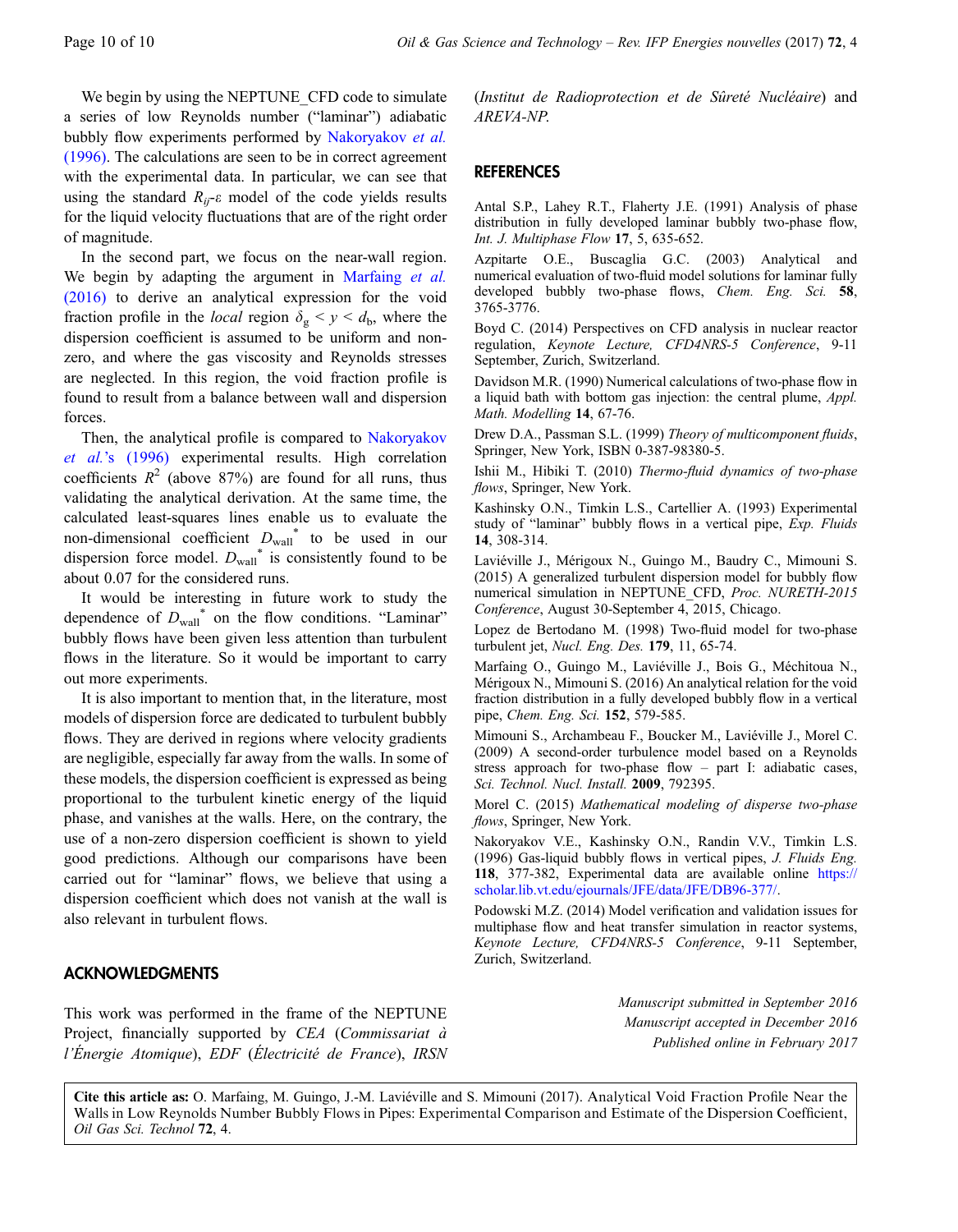We begin by using the NEPTUNE_CFD code to simulate a series of low Reynolds number ("laminar") adiabatic bubbly flow experiments performed by Nakoryakov *et al.* (1996). The calculations are seen to be in correct agreement with the experimental data. In particular, we can see that using the standard $R_{ij}$-$\varepsilon$ model of the code yields results for the liquid velocity fluctuations that are of the right order of magnitude.

In the second part, we focus on the near-wall region. We begin by adapting the argument in Marfaing *et al.* (2016) to derive an analytical expression for the void fraction profile in the *local* region $\delta_g < y < d_b$, where the dispersion coefficient is assumed to be uniform and non-zero, and where the gas viscosity and Reynolds stresses are neglected. In this region, the void fraction profile is found to result from a balance between wall and dispersion forces.

Then, the analytical profile is compared to Nakoryakov *et al.*'s (1996) experimental results. High correlation coefficients $R^2$ (above 87%) are found for all runs, thus validating the analytical derivation. At the same time, the calculated least-squares lines enable us to evaluate the non-dimensional coefficient $D_{\text{wall}}^*$ to be used in our dispersion force model. $D_{\text{wall}}^*$ is consistently found to be about 0.07 for the considered runs.

It would be interesting in future work to study the dependence of $D_{\text{wall}}^*$ on the flow conditions. "Laminar" bubbly flows have been given less attention than turbulent flows in the literature. So it would be important to carry out more experiments.

It is also important to mention that, in the literature, most models of dispersion force are dedicated to turbulent bubbly flows. They are derived in regions where velocity gradients are negligible, especially far away from the walls. In some of these models, the dispersion coefficient is expressed as being proportional to the turbulent kinetic energy of the liquid phase, and vanishes at the walls. Here, on the contrary, the use of a non-zero dispersion coefficient is shown to yield good predictions. Although our comparisons have been carried out for "laminar" flows, we believe that using a dispersion coefficient which does not vanish at the wall is also relevant in turbulent flows.

## ACKNOWLEDGMENTS

This work was performed in the frame of the NEPTUNE Project, financially supported by *CEA* (*Commissariat à l'Énergie Atomique*), *EDF* (*Électricité de France*), *IRSN* (*Institut de Radioprotection et de Sûreté Nucléaire*) and *AREVA-NP*.

## REFERENCES

Antal S.P., Lahey R.T., Flaherty J.E. (1991) Analysis of phase distribution in fully developed laminar bubbly two-phase flow, *Int. J. Multiphase Flow* **17**, 5, 635-652.

Azpitarte O.E., Buscaglia G.C. (2003) Analytical and numerical evaluation of two-fluid model solutions for laminar fully developed bubbly two-phase flows, *Chem. Eng. Sci.* **58**, 3765-3776.

Boyd C. (2014) Perspectives on CFD analysis in nuclear reactor regulation, *Keynote Lecture, CFD4NRS-5 Conference*, 9-11 September, Zurich, Switzerland.

Davidson M.R. (1990) Numerical calculations of two-phase flow in a liquid bath with bottom gas injection: the central plume, *Appl. Math. Modelling* **14**, 67-76.

Drew D.A., Passman S.L. (1999) *Theory of multicomponent fluids*, Springer, New York, ISBN 0-387-98380-5.

Ishii M., Hibiki T. (2010) *Thermo-fluid dynamics of two-phase flows*, Springer, New York.

Kashinsky O.N., Timkin L.S., Cartellier A. (1993) Experimental study of "laminar" bubbly flows in a vertical pipe, *Exp. Fluids* **14**, 308-314.

Laviéville J., Mérigoux N., Guingo M., Baudry C., Mimouni S. (2015) A generalized turbulent dispersion model for bubbly flow numerical simulation in NEPTUNE_CFD, *Proc. NURETH-2015 Conference*, August 30-September 4, 2015, Chicago.

Lopez de Bertodano M. (1998) Two-fluid model for two-phase turbulent jet, *Nucl. Eng. Des.* **179**, 11, 65-74.

Marfaing O., Guingo M., Laviéville J., Bois G., Méchitoua N., Mérigoux N., Mimouni S. (2016) An analytical relation for the void fraction distribution in a fully developed bubbly flow in a vertical pipe, *Chem. Eng. Sci.* **152**, 579-585.

Mimouni S., Archambeau F., Boucker M., Laviéville J., Morel C. (2009) A second-order turbulence model based on a Reynolds stress approach for two-phase flow – part I: adiabatic cases, *Sci. Technol. Nucl. Install.* **2009**, 792395.

Morel C. (2015) *Mathematical modeling of disperse two-phase flows*, Springer, New York.

Nakoryakov V.E., Kashinsky O.N., Randin V.V., Timkin L.S. (1996) Gas-liquid bubbly flows in vertical pipes, *J. Fluids Eng.* **118**, 377-382, Experimental data are available online https://scholar.lib.vt.edu/ejournals/JFE/data/JFE/DB96-377/.

Podowski M.Z. (2014) Model verification and validation issues for multiphase flow and heat transfer simulation in reactor systems, *Keynote Lecture, CFD4NRS-5 Conference*, 9-11 September, Zurich, Switzerland.

*Manuscript submitted in September 2016*
*Manuscript accepted in December 2016*
*Published online in February 2017*

**Cite this article as:** O. Marfaing, M. Guingo, J.-M. Laviéville and S. Mimouni (2017). Analytical Void Fraction Profile Near the Walls in Low Reynolds Number Bubbly Flows in Pipes: Experimental Comparison and Estimate of the Dispersion Coefficient, *Oil Gas Sci. Technol* **72**, 4.